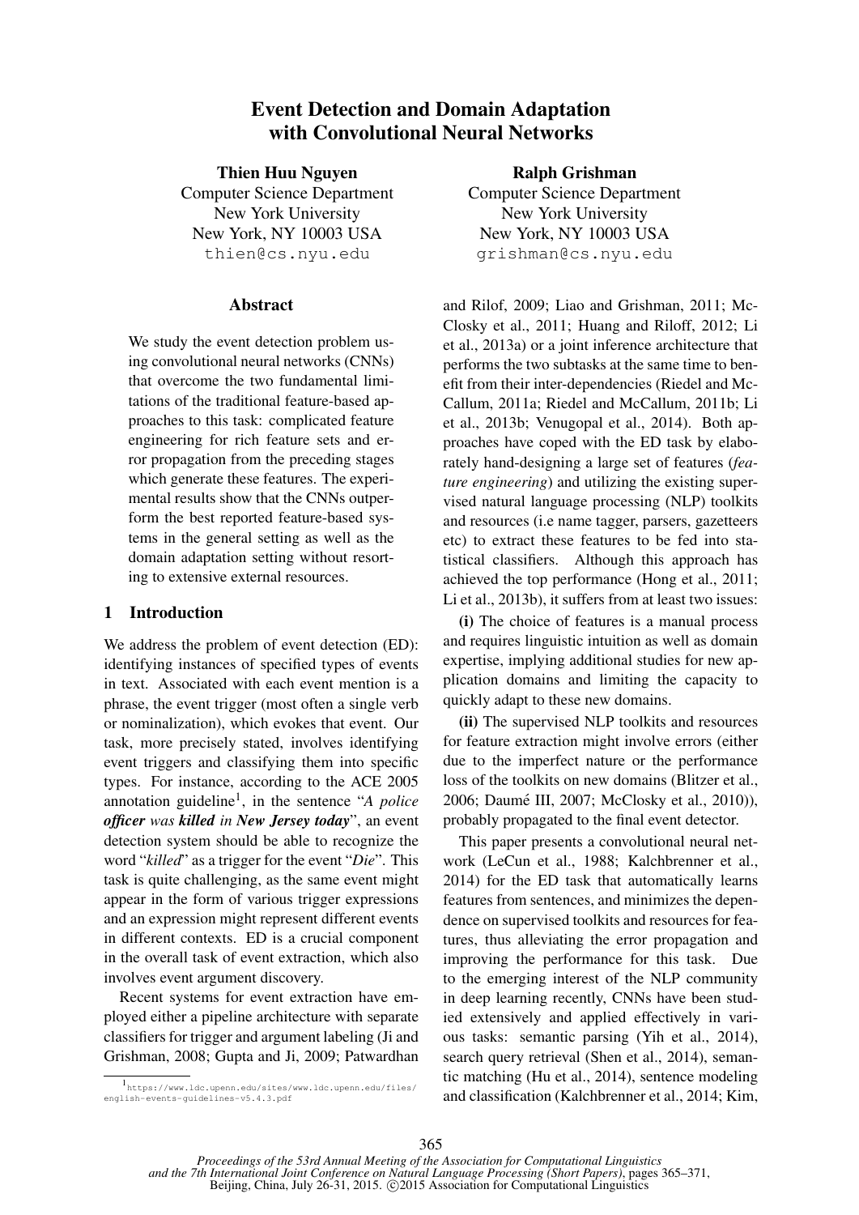# Event Detection and Domain Adaptation with Convolutional Neural Networks

**Thien Huu Nguyen**
Computer Science Department
New York University
New York, NY 10003 USA
thien@cs.nyu.edu

**Ralph Grishman**
Computer Science Department
New York University
New York, NY 10003 USA
grishman@cs.nyu.edu

## Abstract

We study the event detection problem using convolutional neural networks (CNNs) that overcome the two fundamental limitations of the traditional feature-based approaches to this task: complicated feature engineering for rich feature sets and error propagation from the preceding stages which generate these features. The experimental results show that the CNNs outperform the best reported feature-based systems in the general setting as well as the domain adaptation setting without resorting to extensive external resources.

## 1 Introduction

We address the problem of event detection (ED): identifying instances of specified types of events in text. Associated with each event mention is a phrase, the event trigger (most often a single verb or nominalization), which evokes that event. Our task, more precisely stated, involves identifying event triggers and classifying them into specific types. For instance, according to the ACE 2005 annotation guideline[1], in the sentence "*A police **officer** was **killed** in **New Jersey today***", an event detection system should be able to recognize the word "*killed*" as a trigger for the event "*Die*". This task is quite challenging, as the same event might appear in the form of various trigger expressions and an expression might represent different events in different contexts. ED is a crucial component in the overall task of event extraction, which also involves event argument discovery.

Recent systems for event extraction have employed either a pipeline architecture with separate classifiers for trigger and argument labeling (Ji and Grishman, 2008; Gupta and Ji, 2009; Patwardhan and Rilof, 2009; Liao and Grishman, 2011; McClosky et al., 2011; Huang and Riloff, 2012; Li et al., 2013a) or a joint inference architecture that performs the two subtasks at the same time to benefit from their inter-dependencies (Riedel and McCallum, 2011a; Riedel and McCallum, 2011b; Li et al., 2013b; Venugopal et al., 2014). Both approaches have coped with the ED task by elaborately hand-designing a large set of features (*feature engineering*) and utilizing the existing supervised natural language processing (NLP) toolkits and resources (i.e name tagger, parsers, gazetteers etc) to extract these features to be fed into statistical classifiers. Although this approach has achieved the top performance (Hong et al., 2011; Li et al., 2013b), it suffers from at least two issues:

**(i)** The choice of features is a manual process and requires linguistic intuition as well as domain expertise, implying additional studies for new application domains and limiting the capacity to quickly adapt to these new domains.

**(ii)** The supervised NLP toolkits and resources for feature extraction might involve errors (either due to the imperfect nature or the performance loss of the toolkits on new domains (Blitzer et al., 2006; Daumé III, 2007; McClosky et al., 2010)), probably propagated to the final event detector.

This paper presents a convolutional neural network (LeCun et al., 1988; Kalchbrenner et al., 2014) for the ED task that automatically learns features from sentences, and minimizes the dependence on supervised toolkits and resources for features, thus alleviating the error propagation and improving the performance for this task. Due to the emerging interest of the NLP community in deep learning recently, CNNs have been studied extensively and applied effectively in various tasks: semantic parsing (Yih et al., 2014), search query retrieval (Shen et al., 2014), semantic matching (Hu et al., 2014), sentence modeling and classification (Kalchbrenner et al., 2014; Kim,

[1] https://www.ldc.upenn.edu/sites/www.ldc.upenn.edu/files/english-events-guidelines-v5.4.3.pdf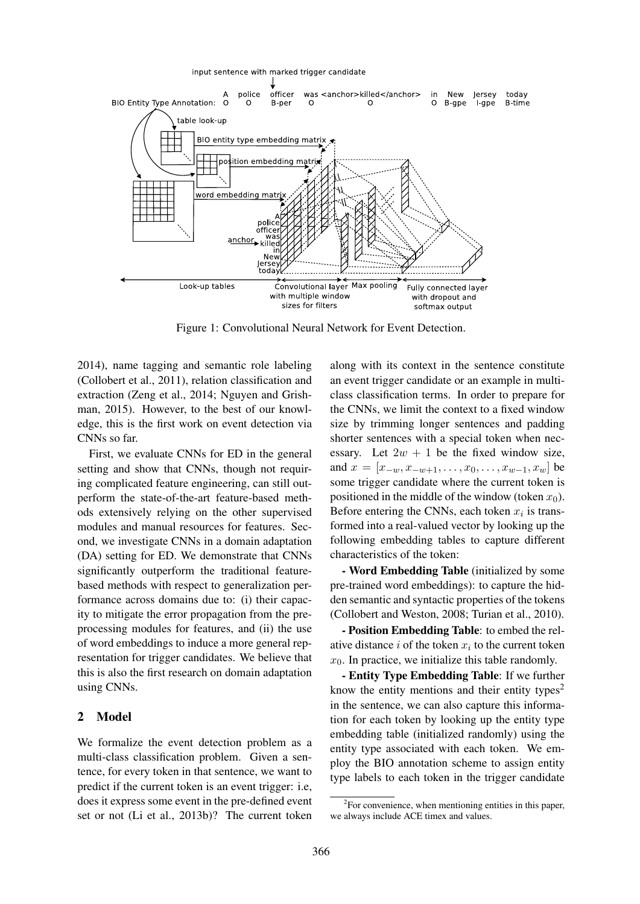Figure 1: Convolutional Neural Network for Event Detection.

2014), name tagging and semantic role labeling (Collobert et al., 2011), relation classification and extraction (Zeng et al., 2014; Nguyen and Grishman, 2015). However, to the best of our knowledge, this is the first work on event detection via CNNs so far.

First, we evaluate CNNs for ED in the general setting and show that CNNs, though not requiring complicated feature engineering, can still outperform the state-of-the-art feature-based methods extensively relying on the other supervised modules and manual resources for features. Second, we investigate CNNs in a domain adaptation (DA) setting for ED. We demonstrate that CNNs significantly outperform the traditional feature-based methods with respect to generalization performance across domains due to: (i) their capacity to mitigate the error propagation from the preprocessing modules for features, and (ii) the use of word embeddings to induce a more general representation for trigger candidates. We believe that this is also the first research on domain adaptation using CNNs.

## 2 Model

We formalize the event detection problem as a multi-class classification problem. Given a sentence, for every token in that sentence, we want to predict if the current token is an event trigger: i.e, does it express some event in the pre-defined event set or not (Li et al., 2013b)? The current token along with its context in the sentence constitute an event trigger candidate or an example in multi-class classification terms. In order to prepare for the CNNs, we limit the context to a fixed window size by trimming longer sentences and padding shorter sentences with a special token when necessary. Let $2w + 1$ be the fixed window size, and $x = [x_{-w}, x_{-w+1}, \ldots, x_0, \ldots, x_{w-1}, x_w]$ be some trigger candidate where the current token is positioned in the middle of the window (token $x_0$). Before entering the CNNs, each token $x_i$ is transformed into a real-valued vector by looking up the following embedding tables to capture different characteristics of the token:

**- Word Embedding Table** (initialized by some pre-trained word embeddings): to capture the hidden semantic and syntactic properties of the tokens (Collobert and Weston, 2008; Turian et al., 2010).

**- Position Embedding Table**: to embed the relative distance $i$ of the token $x_i$ to the current token $x_0$. In practice, we initialize this table randomly.

**- Entity Type Embedding Table**: If we further know the entity mentions and their entity types[2] in the sentence, we can also capture this information for each token by looking up the entity type embedding table (initialized randomly) using the entity type associated with each token. We employ the BIO annotation scheme to assign entity type labels to each token in the trigger candidate

[2]For convenience, when mentioning entities in this paper, we always include ACE timex and values.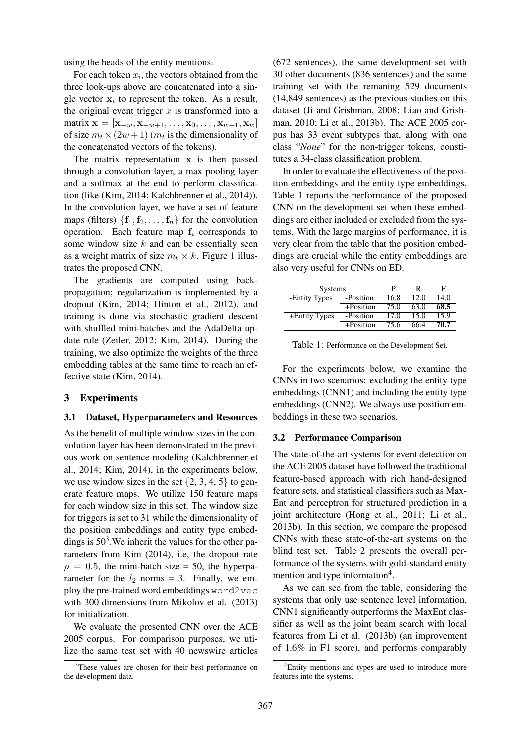using the heads of the entity mentions.

For each token $x_i$, the vectors obtained from the three look-ups above are concatenated into a single vector $\mathbf{x}_i$ to represent the token. As a result, the original event trigger $x$ is transformed into a matrix $\mathbf{x} = [\mathbf{x}_{-w}, \mathbf{x}_{-w+1}, \ldots, \mathbf{x}_0, \ldots, \mathbf{x}_{w-1}, \mathbf{x}_w]$ of size $m_t \times (2w+1)$ ($m_t$ is the dimensionality of the concatenated vectors of the tokens).

The matrix representation $\mathbf{x}$ is then passed through a convolution layer, a max pooling layer and a softmax at the end to perform classification (like (Kim, 2014; Kalchbrenner et al., 2014)). In the convolution layer, we have a set of feature maps (filters) $\{\mathbf{f}_1, \mathbf{f}_2, \ldots, \mathbf{f}_n\}$ for the convolution operation. Each feature map $\mathbf{f}_i$ corresponds to some window size $k$ and can be essentially seen as a weight matrix of size $m_t \times k$. Figure 1 illustrates the proposed CNN.

The gradients are computed using back-propagation; regularization is implemented by a dropout (Kim, 2014; Hinton et al., 2012), and training is done via stochastic gradient descent with shuffled mini-batches and the AdaDelta update rule (Zeiler, 2012; Kim, 2014). During the training, we also optimize the weights of the three embedding tables at the same time to reach an effective state (Kim, 2014).

## 3 Experiments

### 3.1 Dataset, Hyperparameters and Resources

As the benefit of multiple window sizes in the convolution layer has been demonstrated in the previous work on sentence modeling (Kalchbrenner et al., 2014; Kim, 2014), in the experiments below, we use window sizes in the set {2, 3, 4, 5} to generate feature maps. We utilize 150 feature maps for each window size in this set. The window size for triggers is set to 31 while the dimensionality of the position embeddings and entity type embeddings is 50[3].We inherit the values for the other parameters from Kim (2014), i.e, the dropout rate $\rho = 0.5$, the mini-batch size = 50, the hyperparameter for the $l_2$ norms = 3. Finally, we employ the pre-trained word embeddings `word2vec` with 300 dimensions from Mikolov et al. (2013) for initialization.

We evaluate the presented CNN over the ACE 2005 corpus. For comparison purposes, we utilize the same test set with 40 newswire articles (672 sentences), the same development set with 30 other documents (836 sentences) and the same training set with the remaning 529 documents (14,849 sentences) as the previous studies on this dataset (Ji and Grishman, 2008; Liao and Grishman, 2010; Li et al., 2013b). The ACE 2005 corpus has 33 event subtypes that, along with one class "*None*" for the non-trigger tokens, constitutes a 34-class classification problem.

In order to evaluate the effectiveness of the position embeddings and the entity type embeddings, Table 1 reports the performance of the proposed CNN on the development set when these embeddings are either included or excluded from the systems. With the large margins of performance, it is very clear from the table that the position embeddings are crucial while the entity embeddings are also very useful for CNNs on ED.

| Systems | | P | R | F |
|---|---|---|---|---|
| -Entity Types | -Position | 16.8 | 12.0 | 14.0 |
| | +Position | 75.0 | 63.0 | **68.5** |
| +Entity Types | -Position | 17.0 | 15.0 | 15.9 |
| | +Position | 75.6 | 66.4 | **70.7** |

Table 1: Performance on the Development Set.

For the experiments below, we examine the CNNs in two scenarios: excluding the entity type embeddings (CNN1) and including the entity type embeddings (CNN2). We always use position embeddings in these two scenarios.

### 3.2 Performance Comparison

The state-of-the-art systems for event detection on the ACE 2005 dataset have followed the traditional feature-based approach with rich hand-designed feature sets, and statistical classifiers such as MaxEnt and perceptron for structured prediction in a joint architecture (Hong et al., 2011; Li et al., 2013b). In this section, we compare the proposed CNNs with these state-of-the-art systems on the blind test set. Table 2 presents the overall performance of the systems with gold-standard entity mention and type information[4].

As we can see from the table, considering the systems that only use sentence level information, CNN1 significantly outperforms the MaxEnt classifier as well as the joint beam search with local features from Li et al. (2013b) (an improvement of 1.6% in F1 score), and performs comparably

[3]These values are chosen for their best performance on the development data.

[4]Entity mentions and types are used to introduce more features into the systems.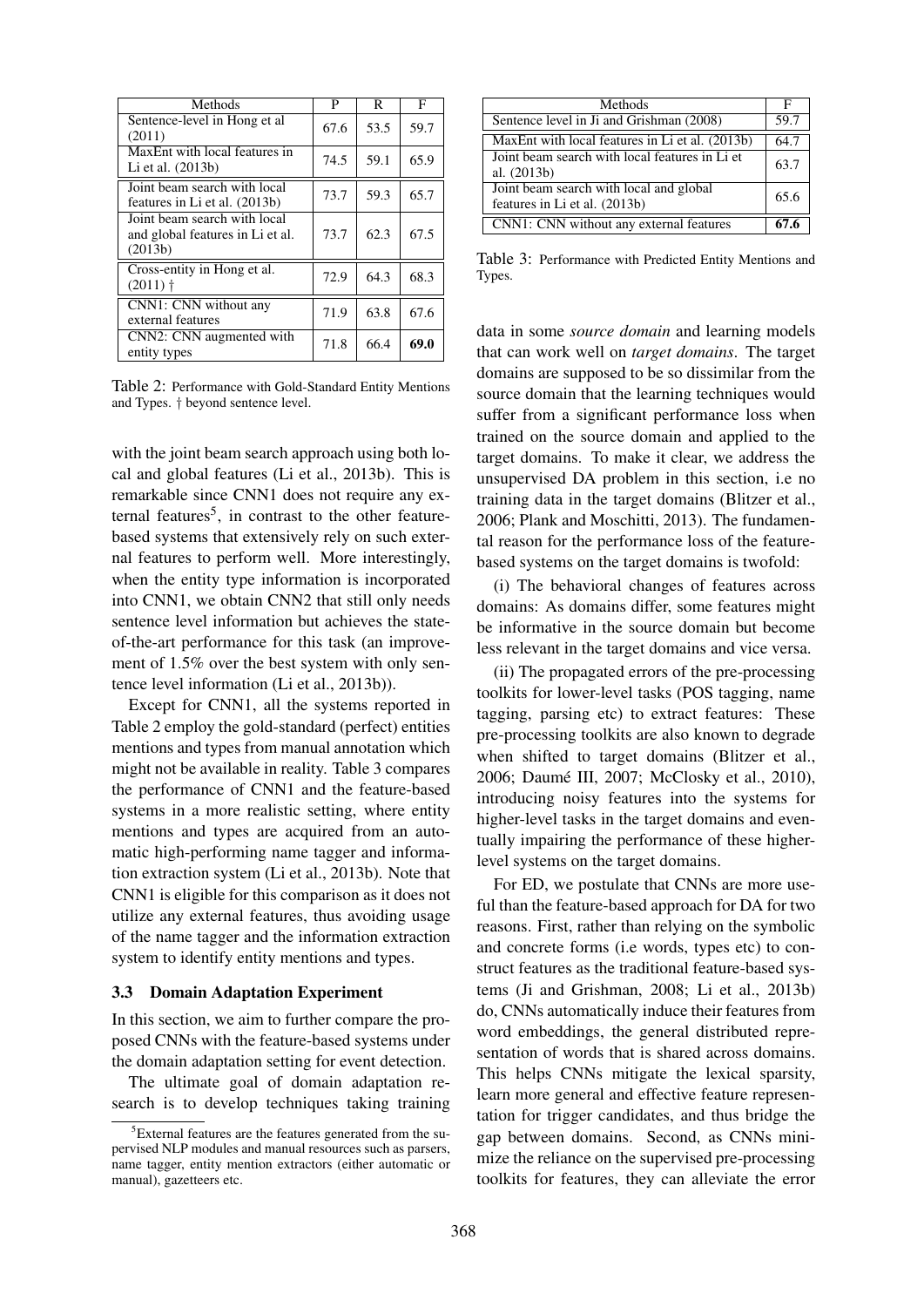| Methods | P | R | F |
|---|---|---|---|
| Sentence-level in Hong et al (2011) | 67.6 | 53.5 | 59.7 |
| MaxEnt with local features in Li et al. (2013b) | 74.5 | 59.1 | 65.9 |
| Joint beam search with local features in Li et al. (2013b) | 73.7 | 59.3 | 65.7 |
| Joint beam search with local and global features in Li et al. (2013b) | 73.7 | 62.3 | 67.5 |
| Cross-entity in Hong et al. (2011) † | 72.9 | 64.3 | 68.3 |
| CNN1: CNN without any external features | 71.9 | 63.8 | 67.6 |
| CNN2: CNN augmented with entity types | 71.8 | 66.4 | **69.0** |

Table 2: Performance with Gold-Standard Entity Mentions and Types. † beyond sentence level.

with the joint beam search approach using both local and global features (Li et al., 2013b). This is remarkable since CNN1 does not require any external features[5], in contrast to the other feature-based systems that extensively rely on such external features to perform well. More interestingly, when the entity type information is incorporated into CNN1, we obtain CNN2 that still only needs sentence level information but achieves the state-of-the-art performance for this task (an improvement of 1.5% over the best system with only sentence level information (Li et al., 2013b)).

Except for CNN1, all the systems reported in Table 2 employ the gold-standard (perfect) entities mentions and types from manual annotation which might not be available in reality. Table 3 compares the performance of CNN1 and the feature-based systems in a more realistic setting, where entity mentions and types are acquired from an automatic high-performing name tagger and information extraction system (Li et al., 2013b). Note that CNN1 is eligible for this comparison as it does not utilize any external features, thus avoiding usage of the name tagger and the information extraction system to identify entity mentions and types.

### 3.3 Domain Adaptation Experiment

In this section, we aim to further compare the proposed CNNs with the feature-based systems under the domain adaptation setting for event detection.

The ultimate goal of domain adaptation research is to develop techniques taking training

[5] External features are the features generated from the supervised NLP modules and manual resources such as parsers, name tagger, entity mention extractors (either automatic or manual), gazetteers etc.

| Methods | F |
|---|---|
| Sentence level in Ji and Grishman (2008) | 59.7 |
| MaxEnt with local features in Li et al. (2013b) | 64.7 |
| Joint beam search with local features in Li et al. (2013b) | 63.7 |
| Joint beam search with local and global features in Li et al. (2013b) | 65.6 |
| CNN1: CNN without any external features | **67.6** |

Table 3: Performance with Predicted Entity Mentions and Types.

data in some *source domain* and learning models that can work well on *target domains*. The target domains are supposed to be so dissimilar from the source domain that the learning techniques would suffer from a significant performance loss when trained on the source domain and applied to the target domains. To make it clear, we address the unsupervised DA problem in this section, i.e no training data in the target domains (Blitzer et al., 2006; Plank and Moschitti, 2013). The fundamental reason for the performance loss of the feature-based systems on the target domains is twofold:

(i) The behavioral changes of features across domains: As domains differ, some features might be informative in the source domain but become less relevant in the target domains and vice versa.

(ii) The propagated errors of the pre-processing toolkits for lower-level tasks (POS tagging, name tagging, parsing etc) to extract features: These pre-processing toolkits are also known to degrade when shifted to target domains (Blitzer et al., 2006; Daumé III, 2007; McClosky et al., 2010), introducing noisy features into the systems for higher-level tasks in the target domains and eventually impairing the performance of these higher-level systems on the target domains.

For ED, we postulate that CNNs are more useful than the feature-based approach for DA for two reasons. First, rather than relying on the symbolic and concrete forms (i.e words, types etc) to construct features as the traditional feature-based systems (Ji and Grishman, 2008; Li et al., 2013b) do, CNNs automatically induce their features from word embeddings, the general distributed representation of words that is shared across domains. This helps CNNs mitigate the lexical sparsity, learn more general and effective feature representation for trigger candidates, and thus bridge the gap between domains. Second, as CNNs minimize the reliance on the supervised pre-processing toolkits for features, they can alleviate the error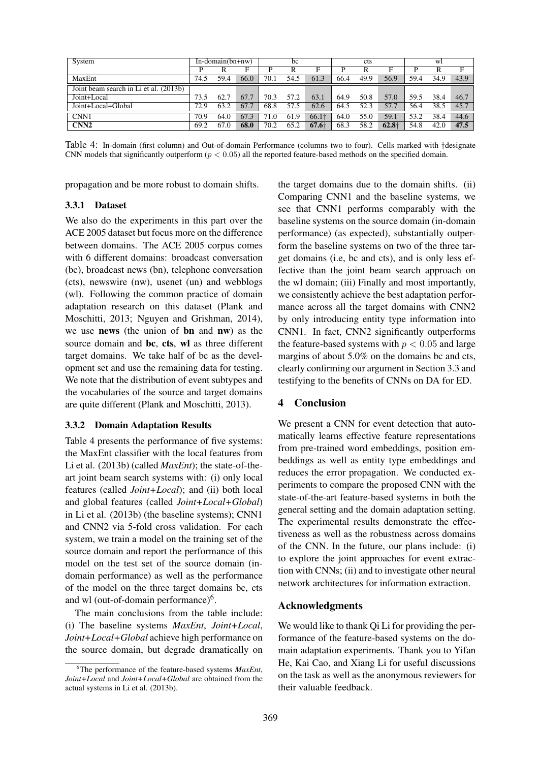| System | In-domain(bn+nw) | | | bc | | | cts | | | wl | | |
|---|---|---|---|---|---|---|---|---|---|---|---|---|
| | P | R | F | P | R | F | P | R | F | P | R | F |
| MaxEnt | 74.5 | 59.4 | 66.0 | 70.1 | 54.5 | 61.3 | 66.4 | 49.9 | 56.9 | 59.4 | 34.9 | 43.9 |
| Joint beam search in Li et al. (2013b) | | | | | | | | | | | | |
| Joint+Local | 73.5 | 62.7 | 67.7 | 70.3 | 57.2 | 63.1 | 64.9 | 50.8 | 57.0 | 59.5 | 38.4 | 46.7 |
| Joint+Local+Global | 72.9 | 63.2 | 67.7 | 68.8 | 57.5 | 62.6 | 64.5 | 52.3 | 57.7 | 56.4 | 38.5 | 45.7 |
| CNN1 | 70.9 | 64.0 | 67.3 | 71.0 | 61.9 | 66.1† | 64.0 | 55.0 | 59.1 | 53.2 | 38.4 | 44.6 |
| **CNN2** | 69.2 | 67.0 | **68.0** | 70.2 | 65.2 | **67.6†** | 68.3 | 58.2 | **62.8†** | 54.8 | 42.0 | **47.5** |

Table 4: In-domain (first column) and Out-of-domain Performance (columns two to four). Cells marked with †designate CNN models that significantly outperform ($p < 0.05$) all the reported feature-based methods on the specified domain.

propagation and be more robust to domain shifts.

#### 3.3.1 Dataset

We also do the experiments in this part over the ACE 2005 dataset but focus more on the difference between domains. The ACE 2005 corpus comes with 6 different domains: broadcast conversation (bc), broadcast news (bn), telephone conversation (cts), newswire (nw), usenet (un) and webblogs (wl). Following the common practice of domain adaptation research on this dataset (Plank and Moschitti, 2013; Nguyen and Grishman, 2014), we use **news** (the union of **bn** and **nw**) as the source domain and **bc**, **cts**, **wl** as three different target domains. We take half of bc as the development set and use the remaining data for testing. We note that the distribution of event subtypes and the vocabularies of the source and target domains are quite different (Plank and Moschitti, 2013).

#### 3.3.2 Domain Adaptation Results

Table 4 presents the performance of five systems: the MaxEnt classifier with the local features from Li et al. (2013b) (called *MaxEnt*); the state-of-the-art joint beam search systems with: (i) only local features (called *Joint+Local*); and (ii) both local and global features (called *Joint+Local+Global*) in Li et al. (2013b) (the baseline systems); CNN1 and CNN2 via 5-fold cross validation. For each system, we train a model on the training set of the source domain and report the performance of this model on the test set of the source domain (in-domain performance) as well as the performance of the model on the three target domains bc, cts and wl (out-of-domain performance)[6].

The main conclusions from the table include: (i) The baseline systems *MaxEnt*, *Joint+Local*, *Joint+Local+Global* achieve high performance on the source domain, but degrade dramatically on the target domains due to the domain shifts. (ii) Comparing CNN1 and the baseline systems, we see that CNN1 performs comparably with the baseline systems on the source domain (in-domain performance) (as expected), substantially outperform the baseline systems on two of the three target domains (i.e, bc and cts), and is only less effective than the joint beam search approach on the wl domain; (iii) Finally and most importantly, we consistently achieve the best adaptation performance across all the target domains with CNN2 by only introducing entity type information into CNN1. In fact, CNN2 significantly outperforms the feature-based systems with $p < 0.05$ and large margins of about 5.0% on the domains bc and cts, clearly confirming our argument in Section 3.3 and testifying to the benefits of CNNs on DA for ED.

[6]The performance of the feature-based systems *MaxEnt*, *Joint+Local* and *Joint+Local+Global* are obtained from the actual systems in Li et al. (2013b).

## 4 Conclusion

We present a CNN for event detection that automatically learns effective feature representations from pre-trained word embeddings, position embeddings as well as entity type embeddings and reduces the error propagation. We conducted experiments to compare the proposed CNN with the state-of-the-art feature-based systems in both the general setting and the domain adaptation setting. The experimental results demonstrate the effectiveness as well as the robustness across domains of the CNN. In the future, our plans include: (i) to explore the joint approaches for event extraction with CNNs; (ii) and to investigate other neural network architectures for information extraction.

## Acknowledgments

We would like to thank Qi Li for providing the performance of the feature-based systems on the domain adaptation experiments. Thank you to Yifan He, Kai Cao, and Xiang Li for useful discussions on the task as well as the anonymous reviewers for their valuable feedback.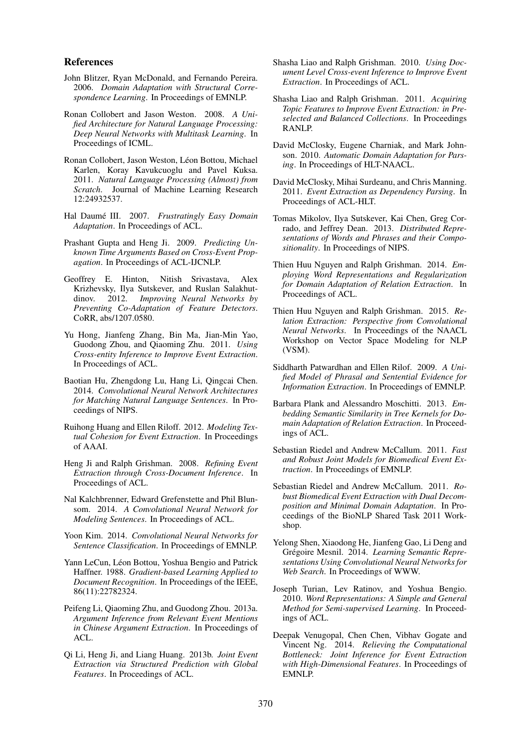## References

John Blitzer, Ryan McDonald, and Fernando Pereira. 2006. *Domain Adaptation with Structural Correspondence Learning*. In Proceedings of EMNLP.

Ronan Collobert and Jason Weston. 2008. *A Unified Architecture for Natural Language Processing: Deep Neural Networks with Multitask Learning*. In Proceedings of ICML.

Ronan Collobert, Jason Weston, Léon Bottou, Michael Karlen, Koray Kavukcuoglu and Pavel Kuksa. 2011. *Natural Language Processing (Almost) from Scratch*. Journal of Machine Learning Research 12:24932537.

Hal Daumé III. 2007. *Frustratingly Easy Domain Adaptation*. In Proceedings of ACL.

Prashant Gupta and Heng Ji. 2009. *Predicting Unknown Time Arguments Based on Cross-Event Propagation*. In Proceedings of ACL-IJCNLP.

Geoffrey E. Hinton, Nitish Srivastava, Alex Krizhevsky, Ilya Sutskever, and Ruslan Salakhutdinov. 2012. *Improving Neural Networks by Preventing Co-Adaptation of Feature Detectors*. CoRR, abs/1207.0580.

Yu Hong, Jianfeng Zhang, Bin Ma, Jian-Min Yao, Guodong Zhou, and Qiaoming Zhu. 2011. *Using Cross-entity Inference to Improve Event Extraction*. In Proceedings of ACL.

Baotian Hu, Zhengdong Lu, Hang Li, Qingcai Chen. 2014. *Convolutional Neural Network Architectures for Matching Natural Language Sentences*. In Proceedings of NIPS.

Ruihong Huang and Ellen Riloff. 2012. *Modeling Textual Cohesion for Event Extraction*. In Proceedings of AAAI.

Heng Ji and Ralph Grishman. 2008. *Refining Event Extraction through Cross-Document Inference*. In Proceedings of ACL.

Nal Kalchbrenner, Edward Grefenstette and Phil Blunsom. 2014. *A Convolutional Neural Network for Modeling Sentences*. In Proceedings of ACL.

Yoon Kim. 2014. *Convolutional Neural Networks for Sentence Classification*. In Proceedings of EMNLP.

Yann LeCun, Léon Bottou, Yoshua Bengio and Patrick Haffner. 1988. *Gradient-based Learning Applied to Document Recognition*. In Proceedings of the IEEE, 86(11):22782324.

Peifeng Li, Qiaoming Zhu, and Guodong Zhou. 2013a. *Argument Inference from Relevant Event Mentions in Chinese Argument Extraction*. In Proceedings of ACL.

Qi Li, Heng Ji, and Liang Huang. 2013b. *Joint Event Extraction via Structured Prediction with Global Features*. In Proceedings of ACL.

Shasha Liao and Ralph Grishman. 2010. *Using Document Level Cross-event Inference to Improve Event Extraction*. In Proceedings of ACL.

Shasha Liao and Ralph Grishman. 2011. *Acquiring Topic Features to Improve Event Extraction: in Preselected and Balanced Collections*. In Proceedings RANLP.

David McClosky, Eugene Charniak, and Mark Johnson. 2010. *Automatic Domain Adaptation for Parsing*. In Proceedings of HLT-NAACL.

David McClosky, Mihai Surdeanu, and Chris Manning. 2011. *Event Extraction as Dependency Parsing*. In Proceedings of ACL-HLT.

Tomas Mikolov, Ilya Sutskever, Kai Chen, Greg Corrado, and Jeffrey Dean. 2013. *Distributed Representations of Words and Phrases and their Compositionality*. In Proceedings of NIPS.

Thien Huu Nguyen and Ralph Grishman. 2014. *Employing Word Representations and Regularization for Domain Adaptation of Relation Extraction*. In Proceedings of ACL.

Thien Huu Nguyen and Ralph Grishman. 2015. *Relation Extraction: Perspective from Convolutional Neural Networks*. In Proceedings of the NAACL Workshop on Vector Space Modeling for NLP (VSM).

Siddharth Patwardhan and Ellen Rilof. 2009. *A Unified Model of Phrasal and Sentential Evidence for Information Extraction*. In Proceedings of EMNLP.

Barbara Plank and Alessandro Moschitti. 2013. *Embedding Semantic Similarity in Tree Kernels for Domain Adaptation of Relation Extraction*. In Proceedings of ACL.

Sebastian Riedel and Andrew McCallum. 2011. *Fast and Robust Joint Models for Biomedical Event Extraction*. In Proceedings of EMNLP.

Sebastian Riedel and Andrew McCallum. 2011. *Robust Biomedical Event Extraction with Dual Decomposition and Minimal Domain Adaptation*. In Proceedings of the BioNLP Shared Task 2011 Workshop.

Yelong Shen, Xiaodong He, Jianfeng Gao, Li Deng and Grégoire Mesnil. 2014. *Learning Semantic Representations Using Convolutional Neural Networks for Web Search*. In Proceedings of WWW.

Joseph Turian, Lev Ratinov, and Yoshua Bengio. 2010. *Word Representations: A Simple and General Method for Semi-supervised Learning*. In Proceedings of ACL.

Deepak Venugopal, Chen Chen, Vibhav Gogate and Vincent Ng. 2014. *Relieving the Computational Bottleneck: Joint Inference for Event Extraction with High-Dimensional Features*. In Proceedings of EMNLP.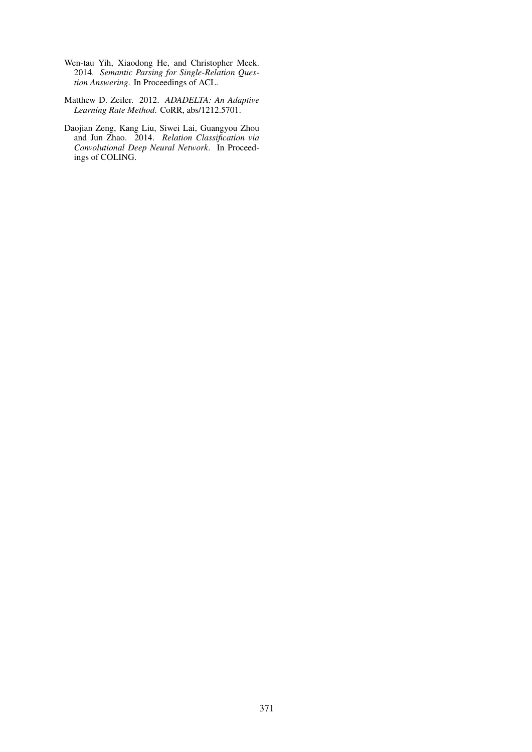Wen-tau Yih, Xiaodong He, and Christopher Meek. 2014. *Semantic Parsing for Single-Relation Question Answering*. In Proceedings of ACL.

Matthew D. Zeiler. 2012. *ADADELTA: An Adaptive Learning Rate Method*. CoRR, abs/1212.5701.

Daojian Zeng, Kang Liu, Siwei Lai, Guangyou Zhou and Jun Zhao. 2014. *Relation Classification via Convolutional Deep Neural Network*. In Proceedings of COLING.